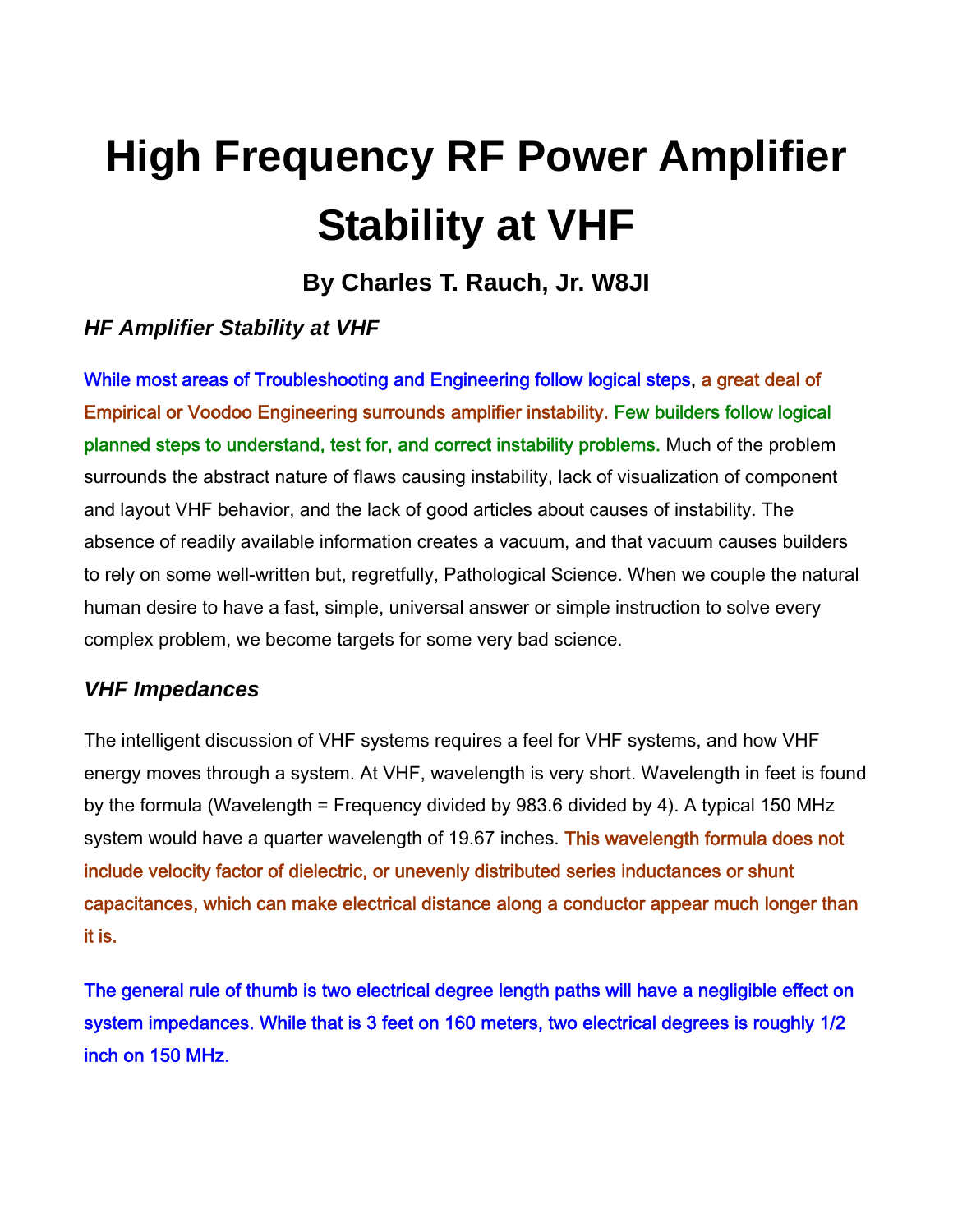# High Frequency RF Power Amplifier Stability at VHF

## By Charles T. Rauch, Jr. W8JI

### *HF Amplifier Stability at VHF*

While most areas of Troubleshooting and Engineering follow logical steps, a great deal of Empirical or Voodoo Engineering surrounds amplifier instability. Few builders follow logical planned steps to understand, test for, and correct instability problems. Much of the problem surrounds the abstract nature of flaws causing instability, lack of visualization of component and layout VHF behavior, and the lack of good articles about causes of instability. The absence of readily available information creates a vacuum, and that vacuum causes builders to rely on some well-written but, regretfully, Pathological Science. When we couple the natural human desire to have a fast, simple, universal answer or simple instruction to solve every complex problem, we become targets for some very bad science.

### *VHF Impedances*

The intelligent discussion of VHF systems requires a feel for VHF systems, and how VHF energy moves through a system. At VHF, wavelength is very short. Wavelength in feet is found by the formula (Wavelength = Frequency divided by 983.6 divided by 4). A typical 150 MHz system would have a quarter wavelength of 19.67 inches. This wavelength formula does not include velocity factor of dielectric, or unevenly distributed series inductances or shunt capacitances, which can make electrical distance along a conductor appear much longer than it is.

The general rule of thumb is two electrical degree length paths will have a negligible effect on system impedances. While that is 3 feet on 160 meters, two electrical degrees is roughly 1/2 inch on 150 MHz.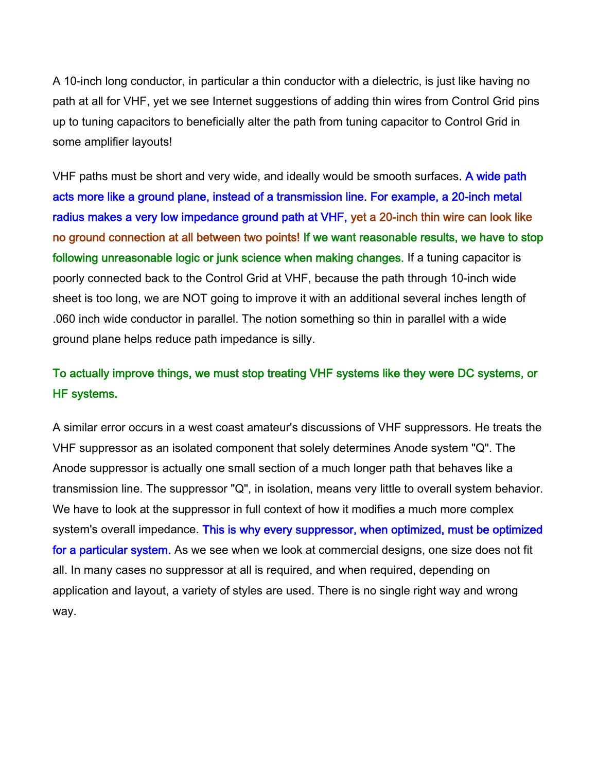A 10-inch long conductor, in particular a thin conductor with a dielectric, is just like having no path at all for VHF, yet we see Internet suggestions of adding thin wires from Control Grid pins up to tuning capacitors to beneficially alter the path from tuning capacitor to Control Grid in some amplifier layouts!

VHF paths must be short and very wide, and ideally would be smooth surfaces**.** A wide path acts more like a ground plane, instead of a transmission line. For example, a 20-inch metal radius makes a very low impedance ground path at VHF, yet a 20-inch thin wire can look like no ground connection at all between two points! If we want reasonable results, we have to stop following unreasonable logic or junk science when making changes. If a tuning capacitor is poorly connected back to the Control Grid at VHF, because the path through 10-inch wide sheet is too long, we are NOT going to improve it with an additional several inches length of .060 inch wide conductor in parallel. The notion something so thin in parallel with a wide ground plane helps reduce path impedance is silly.

To actually improve things, we must stop treating VHF systems like they were DC systems, or HF systems.

A similar error occurs in a west coast amateur's discussions of VHF suppressors. He treats the VHF suppressor as an isolated component that solely determines Anode system "Q". The Anode suppressor is actually one small section of a much longer path that behaves like a transmission line. The suppressor "Q", in isolation, means very little to overall system behavior. We have to look at the suppressor in full context of how it modifies a much more complex system's overall impedance. This is why every suppressor, when optimized, must be optimized for a particular system. As we see when we look at commercial designs, one size does not fit all. In many cases no suppressor at all is required, and when required, depending on application and layout, a variety of styles are used. There is no single right way and wrong way.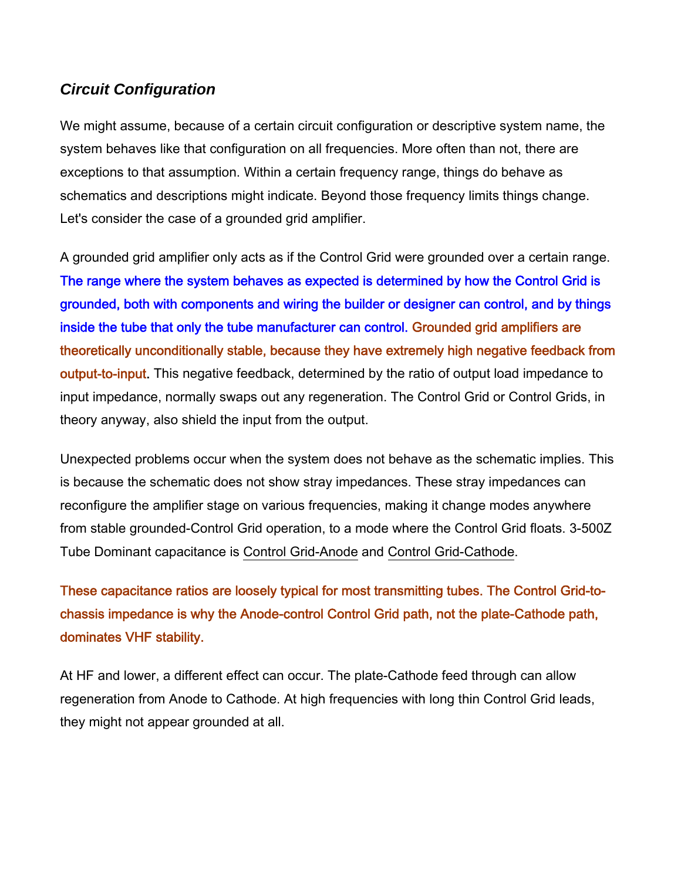### *Circuit Configuration*

We might assume, because of a certain circuit configuration or descriptive system name, the system behaves like that configuration on all frequencies. More often than not, there are exceptions to that assumption. Within a certain frequency range, things do behave as schematics and descriptions might indicate. Beyond those frequency limits things change. Let's consider the case of a grounded grid amplifier.

A grounded grid amplifier only acts as if the Control Grid were grounded over a certain range. The range where the system behaves as expected is determined by how the Control Grid is grounded, both with components and wiring the builder or designer can control, and by things inside the tube that only the tube manufacturer can control. Grounded grid amplifiers are theoretically unconditionally stable, because they have extremely high negative feedback from output-to-input. This negative feedback, determined by the ratio of output load impedance to input impedance, normally swaps out any regeneration. The Control Grid or Control Grids, in theory anyway, also shield the input from the output.

Unexpected problems occur when the system does not behave as the schematic implies. This is because the schematic does not show stray impedances. These stray impedances can reconfigure the amplifier stage on various frequencies, making it change modes anywhere from stable grounded-Control Grid operation, to a mode where the Control Grid floats. 3-500Z Tube Dominant capacitance is Control Grid-Anode and Control Grid-Cathode.

These capacitance ratios are loosely typical for most transmitting tubes. The Control Grid-to-chassis impedance is why the Anode-control Control Grid path, not the plate-Cathode path, dominates VHF stability.

At HF and lower, a different effect can occur. The plate-Cathode feed through can allow regeneration from Anode to Cathode. At high frequencies with long thin Control Grid leads, they might not appear grounded at all.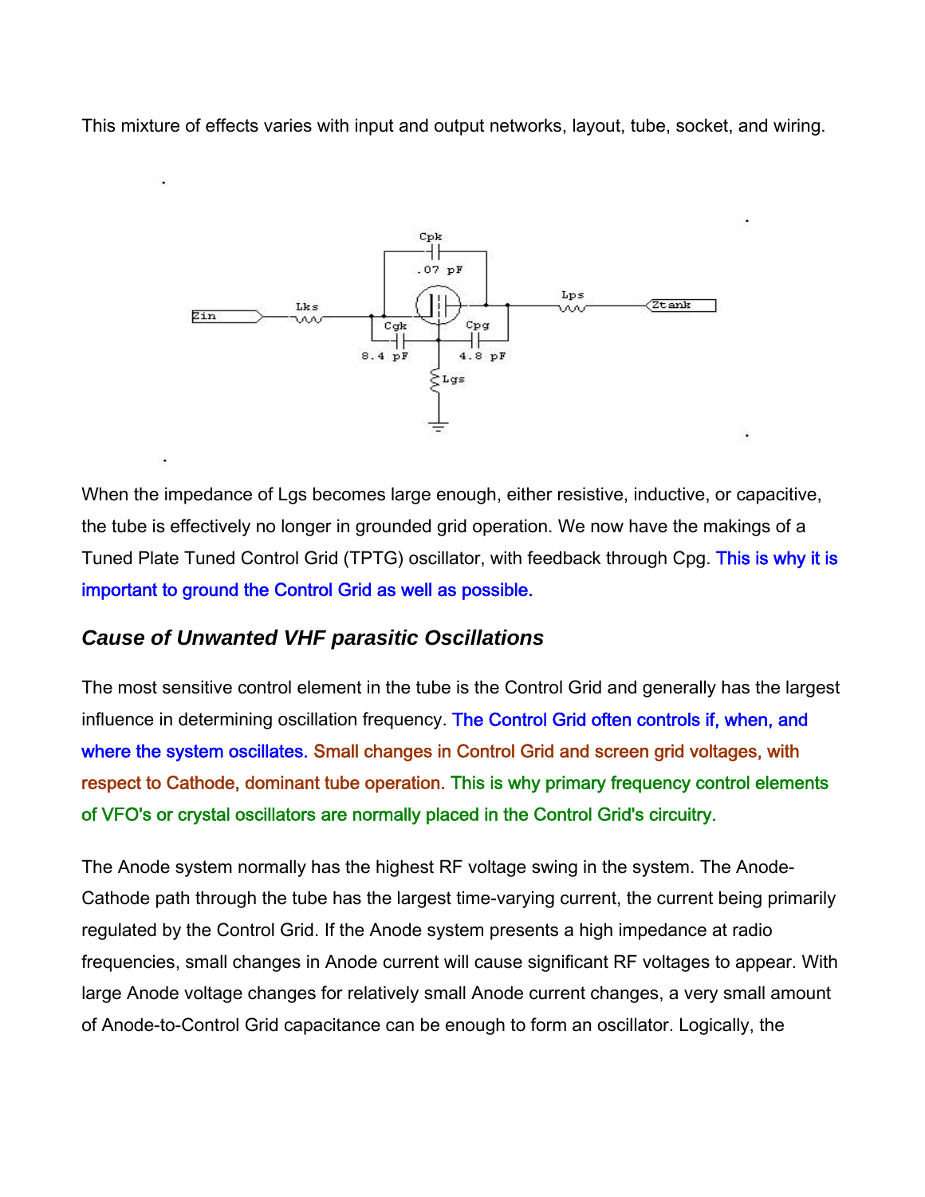This mixture of effects varies with input and output networks, layout, tube, socket, and wiring.

When the impedance of Lgs becomes large enough, either resistive, inductive, or capacitive, the tube is effectively no longer in grounded grid operation. We now have the makings of a Tuned Plate Tuned Control Grid (TPTG) oscillator, with feedback through Cpg. This is why it is important to ground the Control Grid as well as possible.

### *Cause of Unwanted VHF parasitic Oscillations*

The most sensitive control element in the tube is the Control Grid and generally has the largest influence in determining oscillation frequency. The Control Grid often controls if, when, and where the system oscillates. Small changes in Control Grid and screen grid voltages, with respect to Cathode, dominant tube operation. This is why primary frequency control elements of VFO's or crystal oscillators are normally placed in the Control Grid's circuitry.

The Anode system normally has the highest RF voltage swing in the system. The Anode-Cathode path through the tube has the largest time-varying current, the current being primarily regulated by the Control Grid. If the Anode system presents a high impedance at radio frequencies, small changes in Anode current will cause significant RF voltages to appear. With large Anode voltage changes for relatively small Anode current changes, a very small amount of Anode-to-Control Grid capacitance can be enough to form an oscillator. Logically, the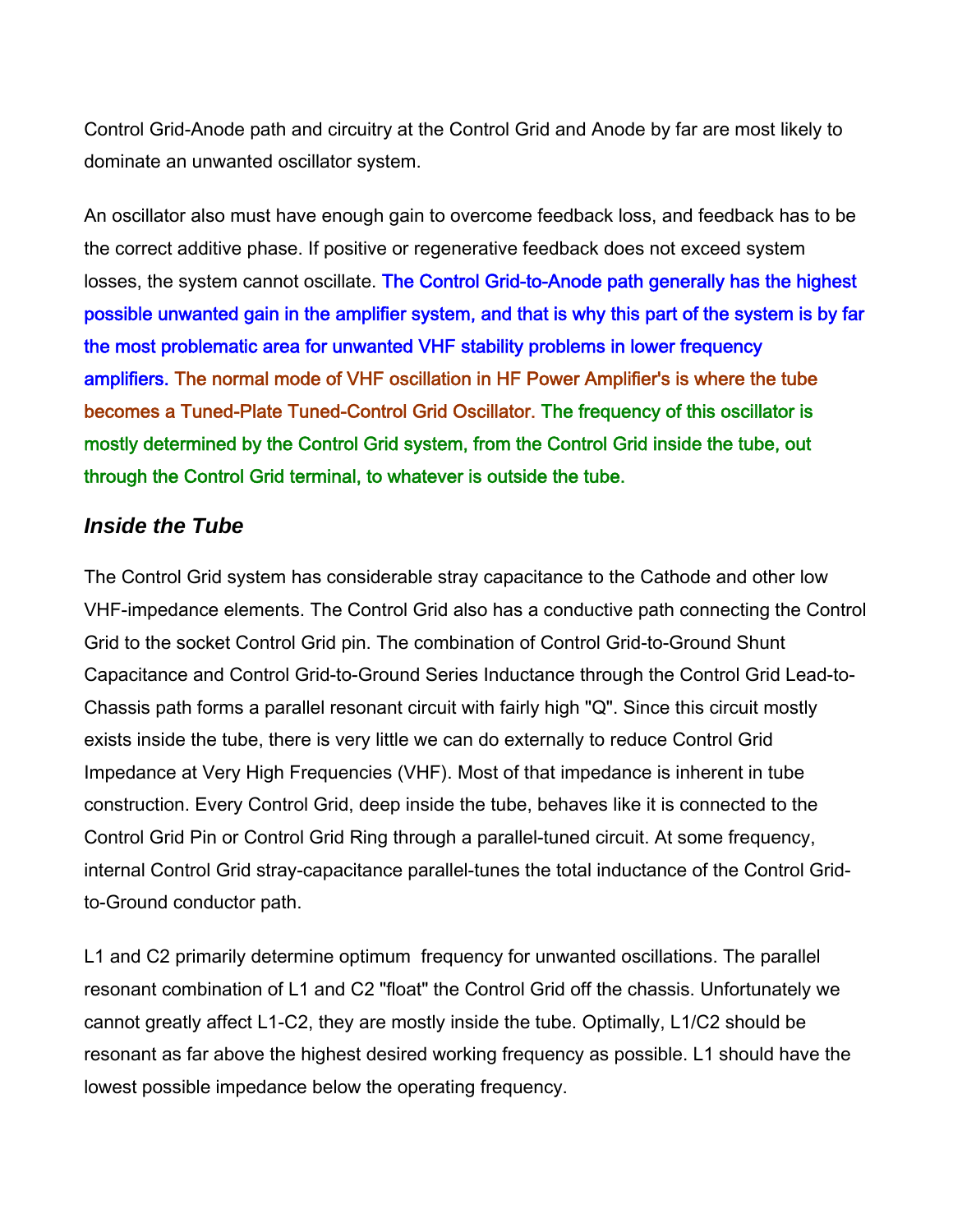Control Grid-Anode path and circuitry at the Control Grid and Anode by far are most likely to dominate an unwanted oscillator system.

An oscillator also must have enough gain to overcome feedback loss, and feedback has to be the correct additive phase. If positive or regenerative feedback does not exceed system losses, the system cannot oscillate. The Control Grid-to-Anode path generally has the highest possible unwanted gain in the amplifier system, and that is why this part of the system is by far the most problematic area for unwanted VHF stability problems in lower frequency amplifiers. The normal mode of VHF oscillation in HF Power Amplifier's is where the tube becomes a Tuned-Plate Tuned-Control Grid Oscillator. The frequency of this oscillator is mostly determined by the Control Grid system, from the Control Grid inside the tube, out through the Control Grid terminal, to whatever is outside the tube.

### *Inside the Tube*

The Control Grid system has considerable stray capacitance to the Cathode and other low VHF-impedance elements. The Control Grid also has a conductive path connecting the Control Grid to the socket Control Grid pin. The combination of Control Grid-to-Ground Shunt Capacitance and Control Grid-to-Ground Series Inductance through the Control Grid Lead-to-Chassis path forms a parallel resonant circuit with fairly high "Q". Since this circuit mostly exists inside the tube, there is very little we can do externally to reduce Control Grid Impedance at Very High Frequencies (VHF). Most of that impedance is inherent in tube construction. Every Control Grid, deep inside the tube, behaves like it is connected to the Control Grid Pin or Control Grid Ring through a parallel-tuned circuit. At some frequency, internal Control Grid stray-capacitance parallel-tunes the total inductance of the Control Grid-to-Ground conductor path.

L1 and C2 primarily determine optimum frequency for unwanted oscillations. The parallel resonant combination of L1 and C2 "float" the Control Grid off the chassis. Unfortunately we cannot greatly affect L1-C2, they are mostly inside the tube. Optimally, L1/C2 should be resonant as far above the highest desired working frequency as possible. L1 should have the lowest possible impedance below the operating frequency.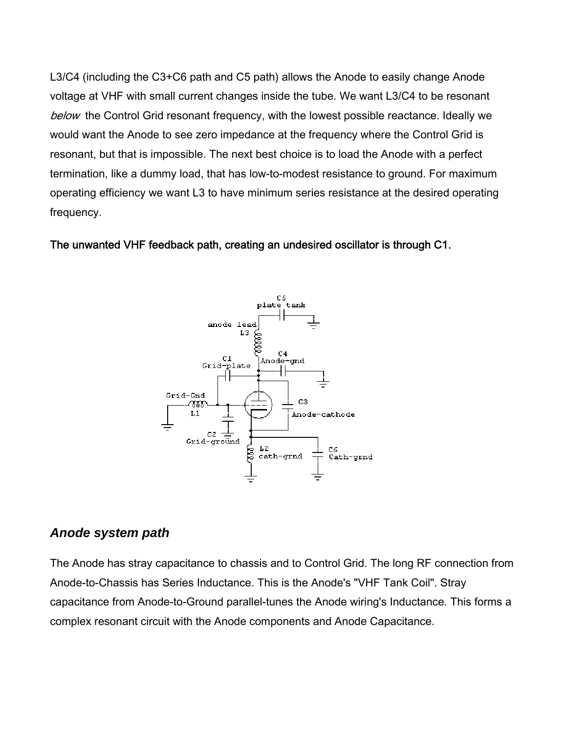L3/C4 (including the C3+C6 path and C5 path) allows the Anode to easily change Anode voltage at VHF with small current changes inside the tube. We want L3/C4 to be resonant *below* the Control Grid resonant frequency, with the lowest possible reactance. Ideally we would want the Anode to see zero impedance at the frequency where the Control Grid is resonant, but that is impossible. The next best choice is to load the Anode with a perfect termination, like a dummy load, that has low-to-modest resistance to ground. For maximum operating efficiency we want L3 to have minimum series resistance at the desired operating frequency.

**The unwanted VHF feedback path, creating an undesired oscillator is through C1.**

## *Anode system path*

The Anode has stray capacitance to chassis and to Control Grid. The long RF connection from Anode-to-Chassis has Series Inductance. This is the Anode's "VHF Tank Coil". Stray capacitance from Anode-to-Ground parallel-tunes the Anode wiring's Inductance. This forms a complex resonant circuit with the Anode components and Anode Capacitance.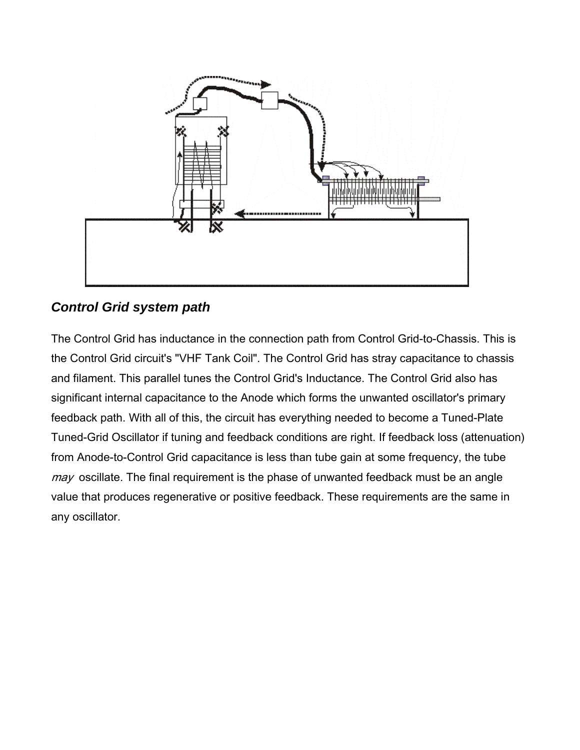## *Control Grid system path*

The Control Grid has inductance in the connection path from Control Grid-to-Chassis. This is the Control Grid circuit's "VHF Tank Coil". The Control Grid has stray capacitance to chassis and filament. This parallel tunes the Control Grid's Inductance. The Control Grid also has significant internal capacitance to the Anode which forms the unwanted oscillator's primary feedback path. With all of this, the circuit has everything needed to become a Tuned-Plate Tuned-Grid Oscillator if tuning and feedback conditions are right. If feedback loss (attenuation) from Anode-to-Control Grid capacitance is less than tube gain at some frequency, the tube *may* oscillate. The final requirement is the phase of unwanted feedback must be an angle value that produces regenerative or positive feedback. These requirements are the same in any oscillator.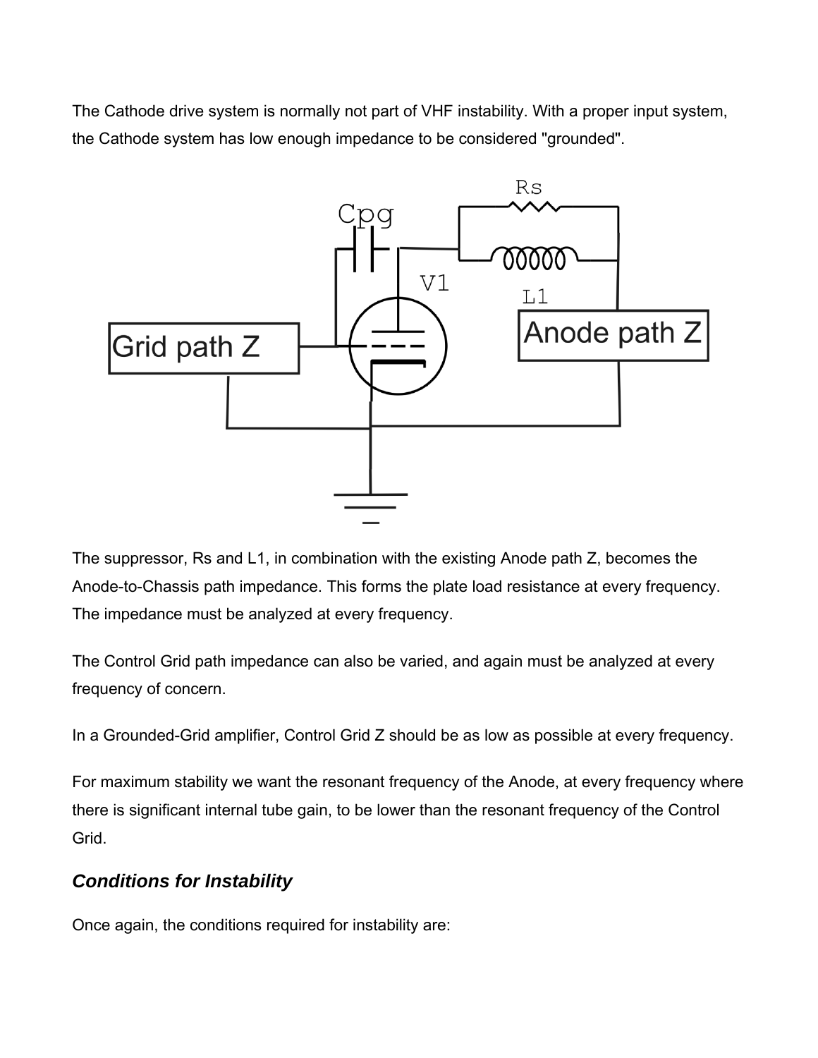The Cathode drive system is normally not part of VHF instability. With a proper input system, the Cathode system has low enough impedance to be considered "grounded".

The suppressor, Rs and L1, in combination with the existing Anode path Z, becomes the Anode-to-Chassis path impedance. This forms the plate load resistance at every frequency. The impedance must be analyzed at every frequency.

The Control Grid path impedance can also be varied, and again must be analyzed at every frequency of concern.

In a Grounded-Grid amplifier, Control Grid Z should be as low as possible at every frequency.

For maximum stability we want the resonant frequency of the Anode, at every frequency where there is significant internal tube gain, to be lower than the resonant frequency of the Control Grid.

## *Conditions for Instability*

Once again, the conditions required for instability are: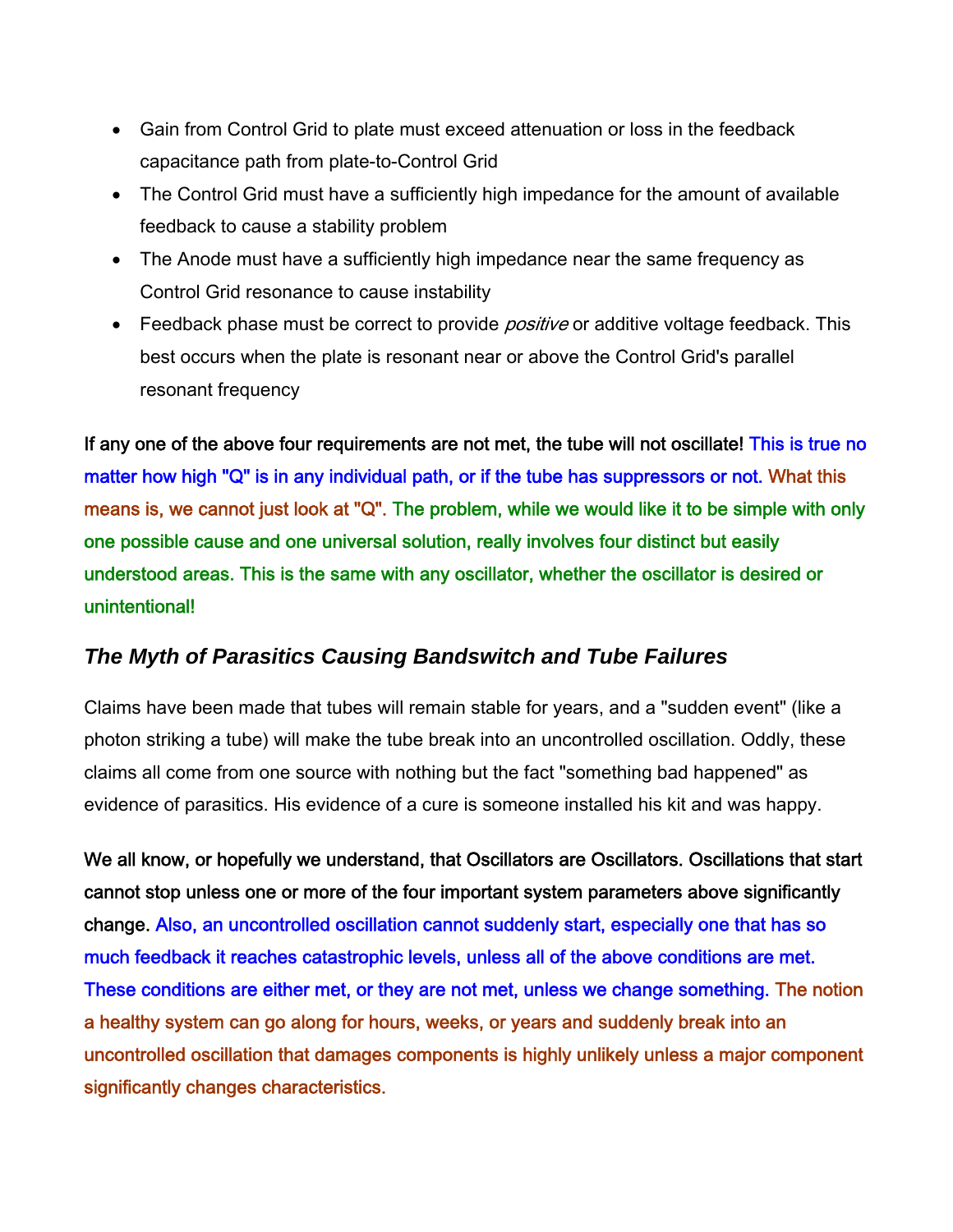- Gain from Control Grid to plate must exceed attenuation or loss in the feedback capacitance path from plate-to-Control Grid
- The Control Grid must have a sufficiently high impedance for the amount of available feedback to cause a stability problem
- The Anode must have a sufficiently high impedance near the same frequency as Control Grid resonance to cause instability
- Feedback phase must be correct to provide *positive* or additive voltage feedback. This best occurs when the plate is resonant near or above the Control Grid's parallel resonant frequency

**If any one of the above four requirements are not met, the tube will not oscillate! This is true no matter how high "Q" is in any individual path, or if the tube has suppressors or not. What this means is, we cannot just look at "Q". The problem, while we would like it to be simple with only one possible cause and one universal solution, really involves four distinct but easily understood areas. This is the same with any oscillator, whether the oscillator is desired or unintentional!**

## *The Myth of Parasitics Causing Bandswitch and Tube Failures*

Claims have been made that tubes will remain stable for years, and a "sudden event" (like a photon striking a tube) will make the tube break into an uncontrolled oscillation. Oddly, these claims all come from one source with nothing but the fact "something bad happened" as evidence of parasitics. His evidence of a cure is someone installed his kit and was happy.

**We all know, or hopefully we understand, that Oscillators are Oscillators. Oscillations that start cannot stop unless one or more of the four important system parameters above significantly change. Also, an uncontrolled oscillation cannot suddenly start, especially one that has so much feedback it reaches catastrophic levels, unless all of the above conditions are met. These conditions are either met, or they are not met, unless we change something. The notion a healthy system can go along for hours, weeks, or years and suddenly break into an uncontrolled oscillation that damages components is highly unlikely unless a major component significantly changes characteristics.**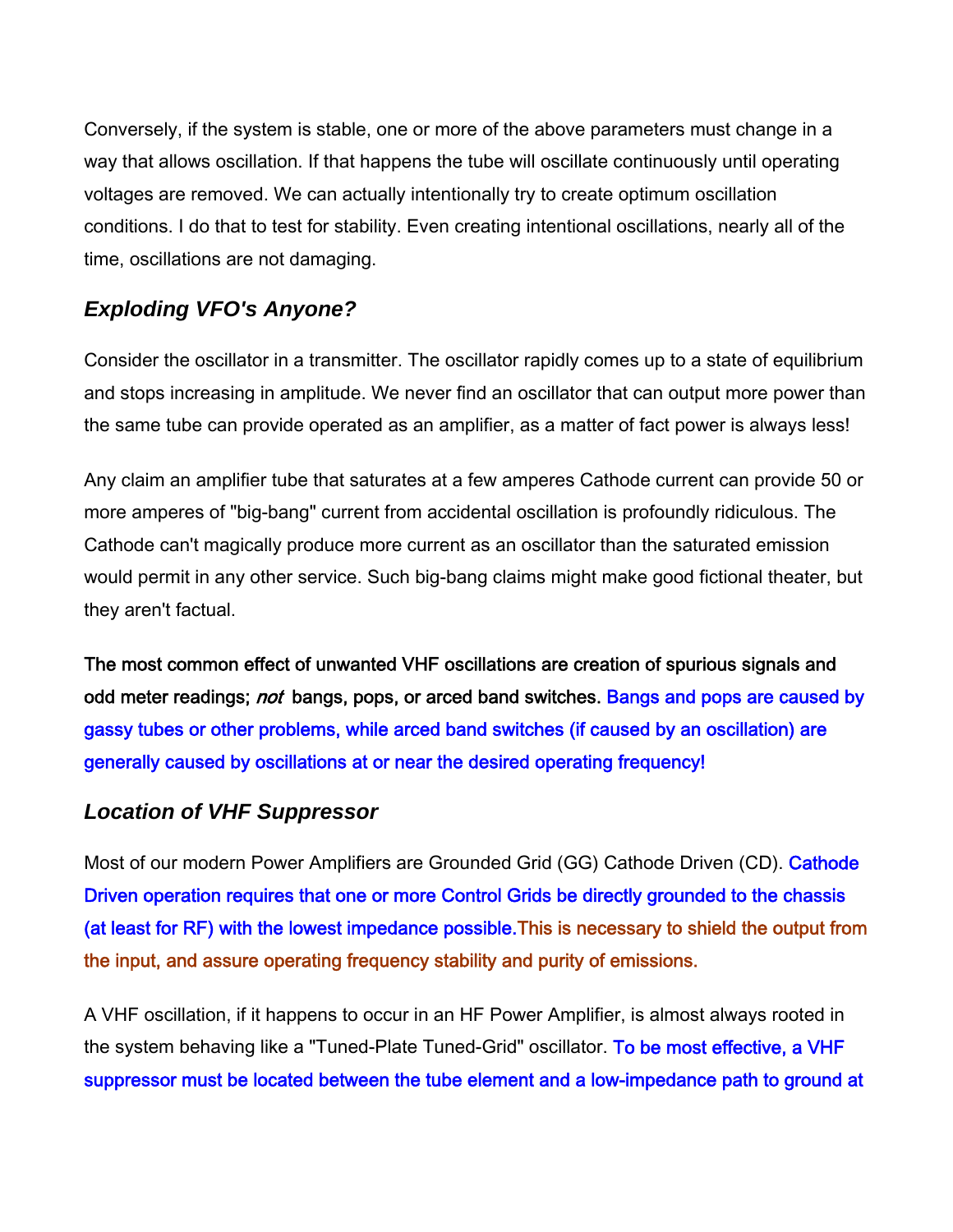Conversely, if the system is stable, one or more of the above parameters must change in a way that allows oscillation. If that happens the tube will oscillate continuously until operating voltages are removed. We can actually intentionally try to create optimum oscillation conditions. I do that to test for stability. Even creating intentional oscillations, nearly all of the time, oscillations are not damaging.

### *Exploding VFO's Anyone?*

Consider the oscillator in a transmitter. The oscillator rapidly comes up to a state of equilibrium and stops increasing in amplitude. We never find an oscillator that can output more power than the same tube can provide operated as an amplifier, as a matter of fact power is always less!

Any claim an amplifier tube that saturates at a few amperes Cathode current can provide 50 or more amperes of "big-bang" current from accidental oscillation is profoundly ridiculous. The Cathode can't magically produce more current as an oscillator than the saturated emission would permit in any other service. Such big-bang claims might make good fictional theater, but they aren't factual.

**The most common effect of unwanted VHF oscillations are creation of spurious signals and odd meter readings; *not* bangs, pops, or arced band switches.** Bangs and pops are caused by gassy tubes or other problems, while arced band switches (if caused by an oscillation) are generally caused by oscillations at or near the desired operating frequency!

### *Location of VHF Suppressor*

Most of our modern Power Amplifiers are Grounded Grid (GG) Cathode Driven (CD). Cathode Driven operation requires that one or more Control Grids be directly grounded to the chassis (at least for RF) with the lowest impedance possible.This is necessary to shield the output from the input, and assure operating frequency stability and purity of emissions.

A VHF oscillation, if it happens to occur in an HF Power Amplifier, is almost always rooted in the system behaving like a "Tuned-Plate Tuned-Grid" oscillator. To be most effective, a VHF suppressor must be located between the tube element and a low-impedance path to ground at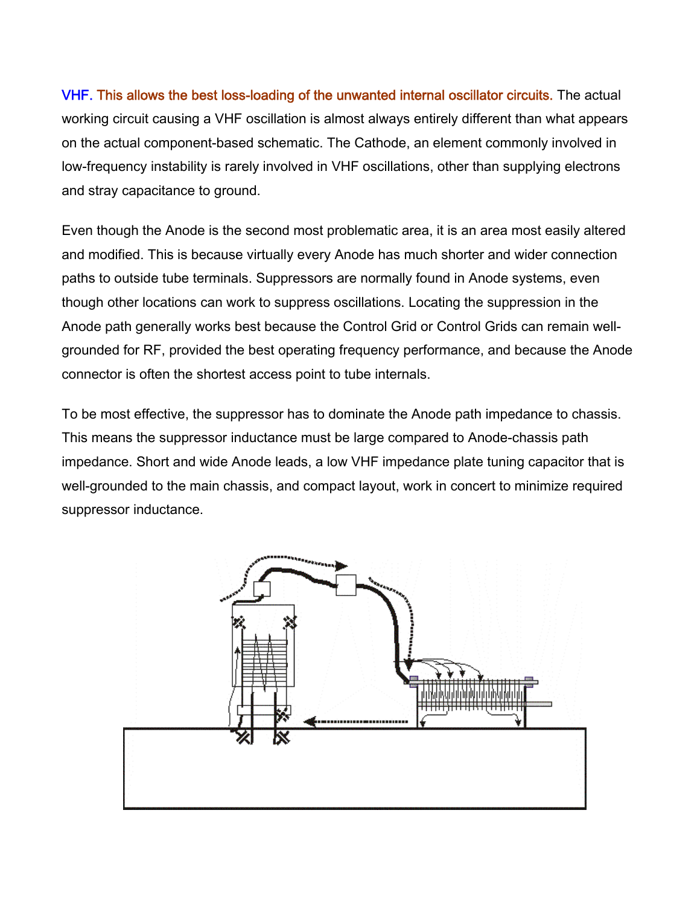VHF. This allows the best loss-loading of the unwanted internal oscillator circuits. The actual working circuit causing a VHF oscillation is almost always entirely different than what appears on the actual component-based schematic. The Cathode, an element commonly involved in low-frequency instability is rarely involved in VHF oscillations, other than supplying electrons and stray capacitance to ground.

Even though the Anode is the second most problematic area, it is an area most easily altered and modified. This is because virtually every Anode has much shorter and wider connection paths to outside tube terminals. Suppressors are normally found in Anode systems, even though other locations can work to suppress oscillations. Locating the suppression in the Anode path generally works best because the Control Grid or Control Grids can remain well-grounded for RF, provided the best operating frequency performance, and because the Anode connector is often the shortest access point to tube internals.

To be most effective, the suppressor has to dominate the Anode path impedance to chassis. This means the suppressor inductance must be large compared to Anode-chassis path impedance. Short and wide Anode leads, a low VHF impedance plate tuning capacitor that is well-grounded to the main chassis, and compact layout, work in concert to minimize required suppressor inductance.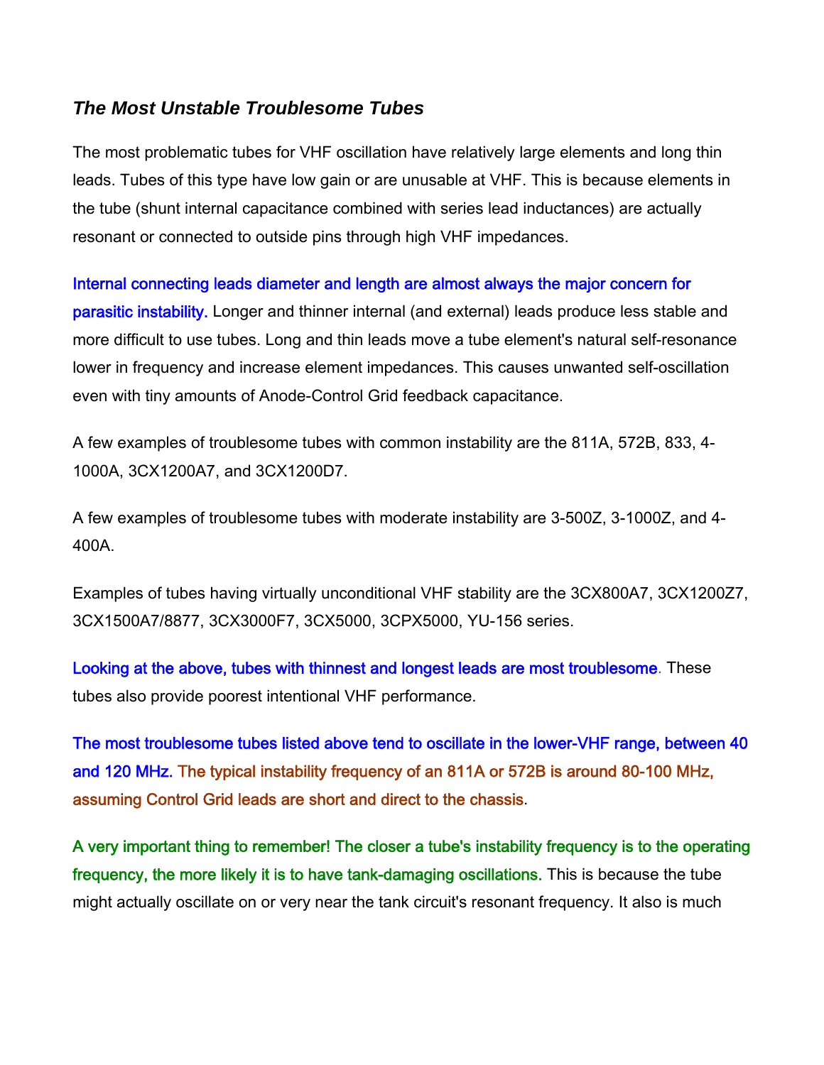### *The Most Unstable Troublesome Tubes*

The most problematic tubes for VHF oscillation have relatively large elements and long thin leads. Tubes of this type have low gain or are unusable at VHF. This is because elements in the tube (shunt internal capacitance combined with series lead inductances) are actually resonant or connected to outside pins through high VHF impedances.

Internal connecting leads diameter and length are almost always the major concern for parasitic instability. Longer and thinner internal (and external) leads produce less stable and more difficult to use tubes. Long and thin leads move a tube element's natural self-resonance lower in frequency and increase element impedances. This causes unwanted self-oscillation even with tiny amounts of Anode-Control Grid feedback capacitance.

A few examples of troublesome tubes with common instability are the 811A, 572B, 833, 4-1000A, 3CX1200A7, and 3CX1200D7.

A few examples of troublesome tubes with moderate instability are 3-500Z, 3-1000Z, and 4-400A.

Examples of tubes having virtually unconditional VHF stability are the 3CX800A7, 3CX1200Z7, 3CX1500A7/8877, 3CX3000F7, 3CX5000, 3CPX5000, YU-156 series.

Looking at the above, tubes with thinnest and longest leads are most troublesome. These tubes also provide poorest intentional VHF performance.

The most troublesome tubes listed above tend to oscillate in the lower-VHF range, between 40 and 120 MHz. The typical instability frequency of an 811A or 572B is around 80-100 MHz, assuming Control Grid leads are short and direct to the chassis.

A very important thing to remember! The closer a tube's instability frequency is to the operating frequency, the more likely it is to have tank-damaging oscillations. This is because the tube might actually oscillate on or very near the tank circuit's resonant frequency. It also is much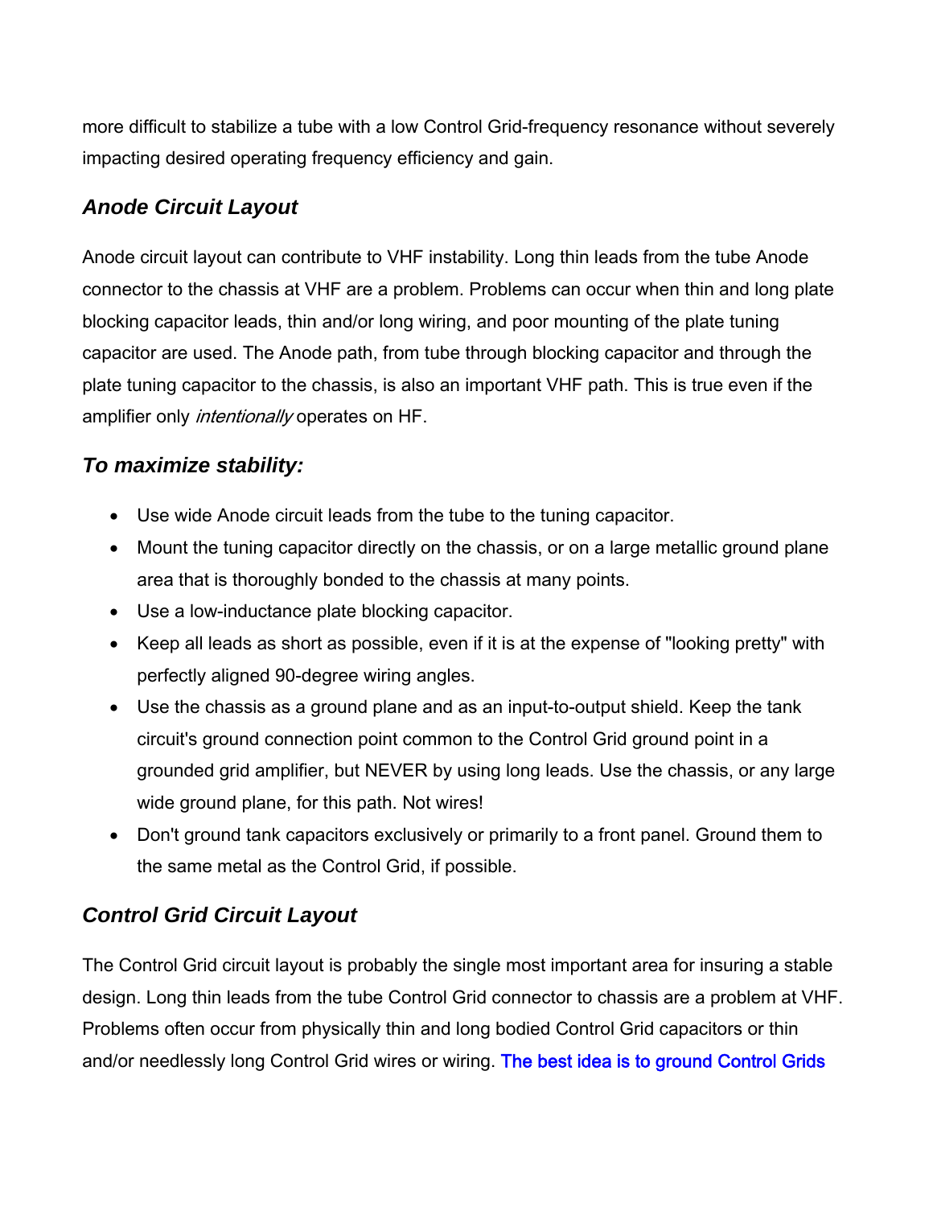more difficult to stabilize a tube with a low Control Grid-frequency resonance without severely impacting desired operating frequency efficiency and gain.

### *Anode Circuit Layout*

Anode circuit layout can contribute to VHF instability. Long thin leads from the tube Anode connector to the chassis at VHF are a problem. Problems can occur when thin and long plate blocking capacitor leads, thin and/or long wiring, and poor mounting of the plate tuning capacitor are used. The Anode path, from tube through blocking capacitor and through the plate tuning capacitor to the chassis, is also an important VHF path. This is true even if the amplifier only *intentionally* operates on HF.

### *To maximize stability:*

- Use wide Anode circuit leads from the tube to the tuning capacitor.
- Mount the tuning capacitor directly on the chassis, or on a large metallic ground plane area that is thoroughly bonded to the chassis at many points.
- Use a low-inductance plate blocking capacitor.
- Keep all leads as short as possible, even if it is at the expense of "looking pretty" with perfectly aligned 90-degree wiring angles.
- Use the chassis as a ground plane and as an input-to-output shield. Keep the tank circuit's ground connection point common to the Control Grid ground point in a grounded grid amplifier, but NEVER by using long leads. Use the chassis, or any large wide ground plane, for this path. Not wires!
- Don't ground tank capacitors exclusively or primarily to a front panel. Ground them to the same metal as the Control Grid, if possible.

### *Control Grid Circuit Layout*

The Control Grid circuit layout is probably the single most important area for insuring a stable design. Long thin leads from the tube Control Grid connector to chassis are a problem at VHF. Problems often occur from physically thin and long bodied Control Grid capacitors or thin and/or needlessly long Control Grid wires or wiring. The best idea is to ground Control Grids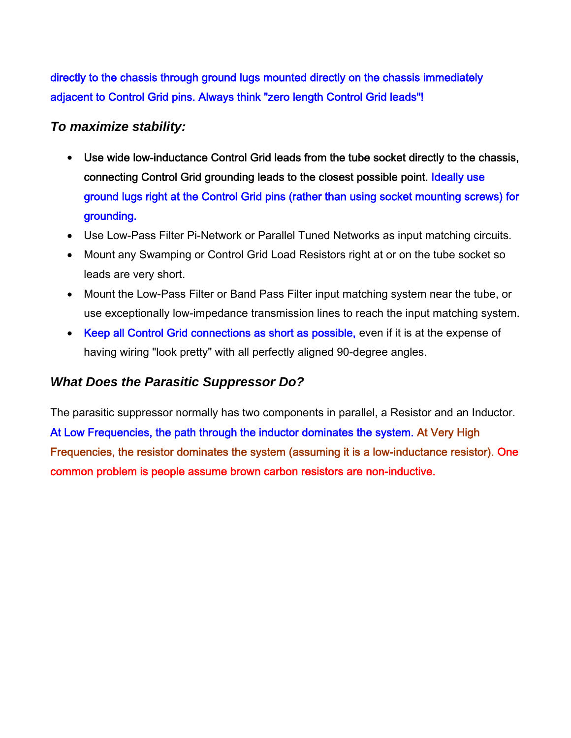directly to the chassis through ground lugs mounted directly on the chassis immediately adjacent to Control Grid pins. Always think "zero length Control Grid leads"!

### *To maximize stability:*

- Use wide low-inductance Control Grid leads from the tube socket directly to the chassis, connecting Control Grid grounding leads to the closest possible point. Ideally use ground lugs right at the Control Grid pins (rather than using socket mounting screws) for grounding.
- Use Low-Pass Filter Pi-Network or Parallel Tuned Networks as input matching circuits.
- Mount any Swamping or Control Grid Load Resistors right at or on the tube socket so leads are very short.
- Mount the Low-Pass Filter or Band Pass Filter input matching system near the tube, or use exceptionally low-impedance transmission lines to reach the input matching system.
- Keep all Control Grid connections as short as possible, even if it is at the expense of having wiring "look pretty" with all perfectly aligned 90-degree angles.

### *What Does the Parasitic Suppressor Do?*

The parasitic suppressor normally has two components in parallel, a Resistor and an Inductor. At Low Frequencies, the path through the inductor dominates the system. At Very High Frequencies, the resistor dominates the system (assuming it is a low-inductance resistor). One common problem is people assume brown carbon resistors are non-inductive.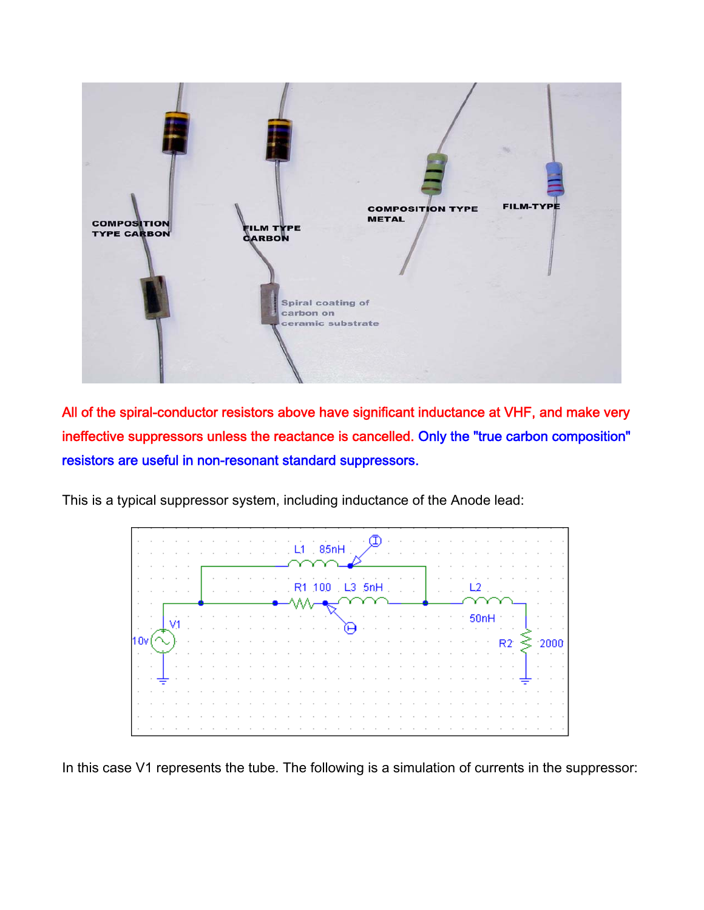All of the spiral-conductor resistors above have significant inductance at VHF, and make very ineffective suppressors unless the reactance is cancelled. Only the "true carbon composition" resistors are useful in non-resonant standard suppressors.

This is a typical suppressor system, including inductance of the Anode lead:

In this case V1 represents the tube. The following is a simulation of currents in the suppressor: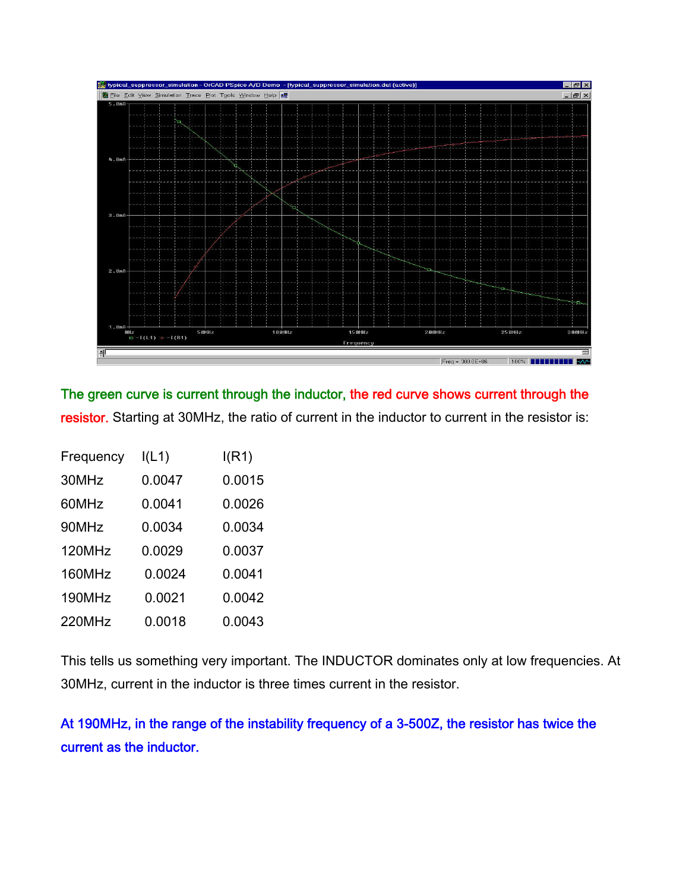The green curve is current through the inductor, the red curve shows current through the resistor. Starting at 30MHz, the ratio of current in the inductor to current in the resistor is:

| Frequency | I(L1) | I(R1) |
|---|---|---|
| 30MHz | 0.0047 | 0.0015 |
| 60MHz | 0.0041 | 0.0026 |
| 90MHz | 0.0034 | 0.0034 |
| 120MHz | 0.0029 | 0.0037 |
| 160MHz | 0.0024 | 0.0041 |
| 190MHz | 0.0021 | 0.0042 |
| 220MHz | 0.0018 | 0.0043 |

This tells us something very important. The INDUCTOR dominates only at low frequencies. At 30MHz, current in the inductor is three times current in the resistor.

At 190MHz, in the range of the instability frequency of a 3-500Z, the resistor has twice the current as the inductor.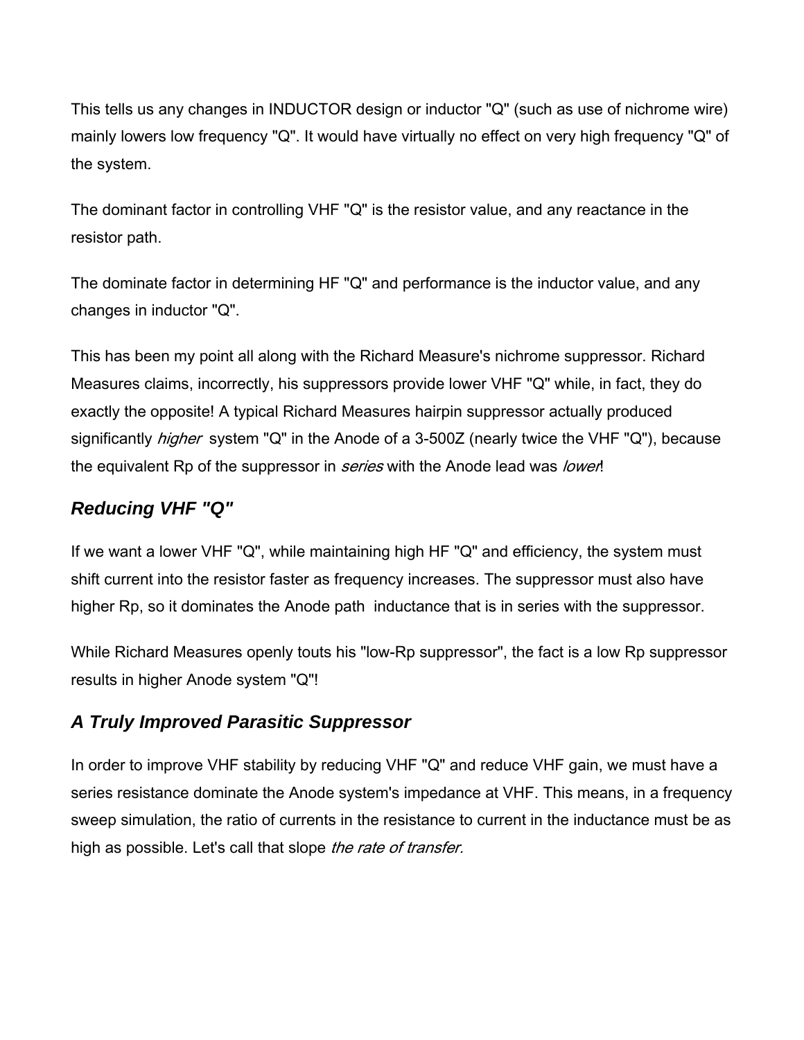This tells us any changes in INDUCTOR design or inductor "Q" (such as use of nichrome wire) mainly lowers low frequency "Q". It would have virtually no effect on very high frequency "Q" of the system.

The dominant factor in controlling VHF "Q" is the resistor value, and any reactance in the resistor path.

The dominate factor in determining HF "Q" and performance is the inductor value, and any changes in inductor "Q".

This has been my point all along with the Richard Measure's nichrome suppressor. Richard Measures claims, incorrectly, his suppressors provide lower VHF "Q" while, in fact, they do exactly the opposite! A typical Richard Measures hairpin suppressor actually produced significantly *higher* system "Q" in the Anode of a 3-500Z (nearly twice the VHF "Q"), because the equivalent Rp of the suppressor in *series* with the Anode lead was *lower*!

## *Reducing VHF "Q"*

If we want a lower VHF "Q", while maintaining high HF "Q" and efficiency, the system must shift current into the resistor faster as frequency increases. The suppressor must also have higher Rp, so it dominates the Anode path inductance that is in series with the suppressor.

While Richard Measures openly touts his "low-Rp suppressor", the fact is a low Rp suppressor results in higher Anode system "Q"!

## *A Truly Improved Parasitic Suppressor*

In order to improve VHF stability by reducing VHF "Q" and reduce VHF gain, we must have a series resistance dominate the Anode system's impedance at VHF. This means, in a frequency sweep simulation, the ratio of currents in the resistance to current in the inductance must be as high as possible. Let's call that slope *the rate of transfer.*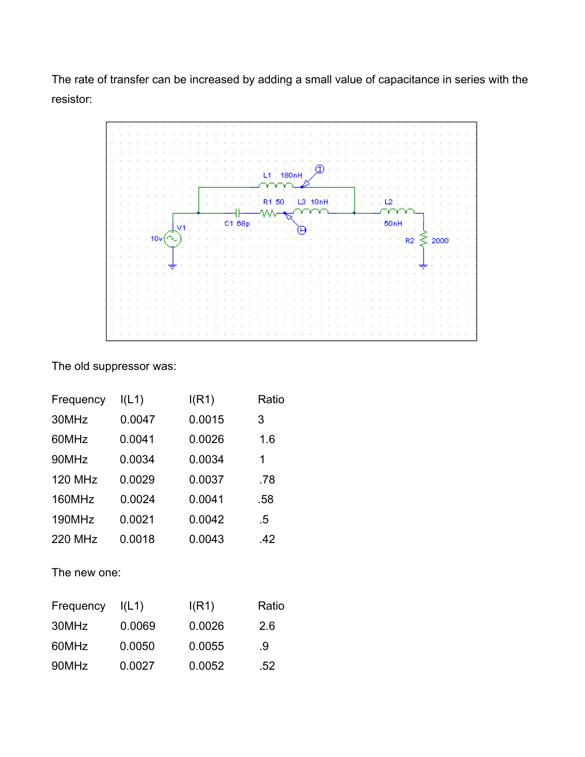The rate of transfer can be increased by adding a small value of capacitance in series with the resistor:

The old suppressor was:

| Frequency | I(L1) | I(R1) | Ratio |
|---|---|---|---|
| 30MHz | 0.0047 | 0.0015 | 3 |
| 60MHz | 0.0041 | 0.0026 | 1.6 |
| 90MHz | 0.0034 | 0.0034 | 1 |
| 120 MHz | 0.0029 | 0.0037 | .78 |
| 160MHz | 0.0024 | 0.0041 | .58 |
| 190MHz | 0.0021 | 0.0042 | .5 |
| 220 MHz | 0.0018 | 0.0043 | .42 |

The new one:

| Frequency | I(L1) | I(R1) | Ratio |
|---|---|---|---|
| 30MHz | 0.0069 | 0.0026 | 2.6 |
| 60MHz | 0.0050 | 0.0055 | .9 |
| 90MHz | 0.0027 | 0.0052 | .52 |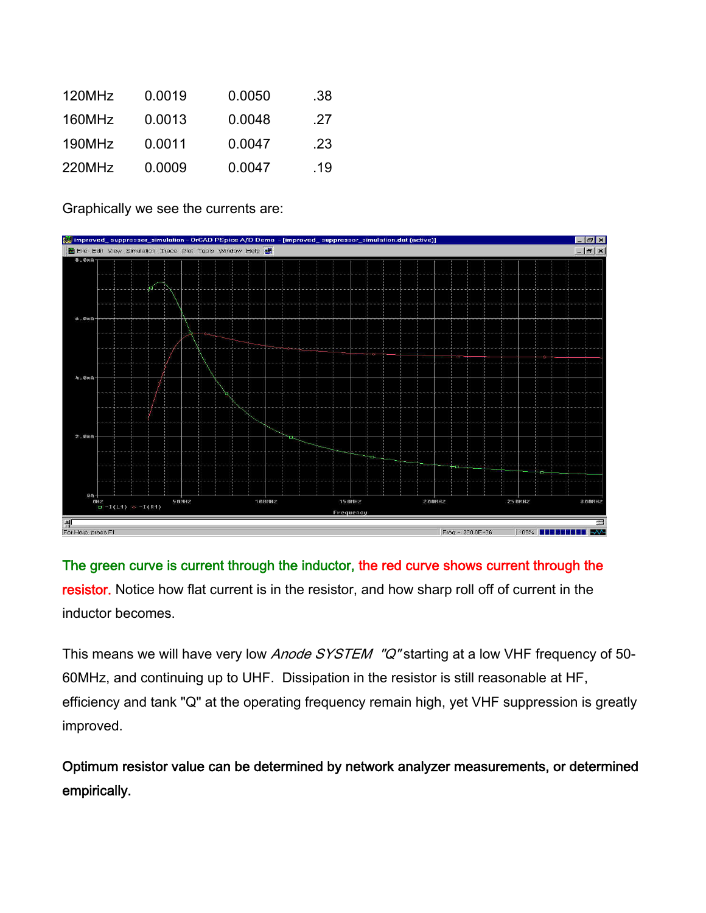| | | | |
|---|---|---|---|
| 120MHz | 0.0019 | 0.0050 | .38 |
| 160MHz | 0.0013 | 0.0048 | .27 |
| 190MHz | 0.0011 | 0.0047 | .23 |
| 220MHz | 0.0009 | 0.0047 | .19 |

Graphically we see the currents are:

The green curve is current through the inductor, the red curve shows current through the resistor. Notice how flat current is in the resistor, and how sharp roll off of current in the inductor becomes.

This means we will have very low *Anode SYSTEM "Q"* starting at a low VHF frequency of 50-60MHz, and continuing up to UHF. Dissipation in the resistor is still reasonable at HF, efficiency and tank "Q" at the operating frequency remain high, yet VHF suppression is greatly improved.

**Optimum resistor value can be determined by network analyzer measurements, or determined empirically.**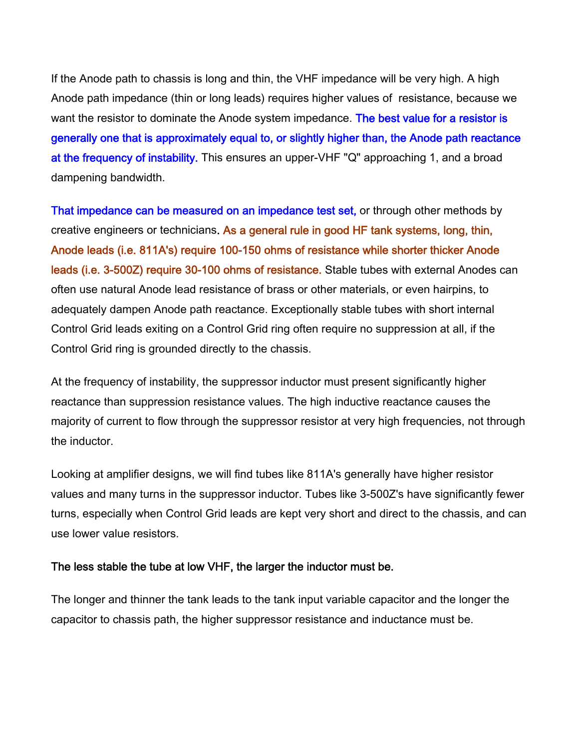If the Anode path to chassis is long and thin, the VHF impedance will be very high. A high Anode path impedance (thin or long leads) requires higher values of  resistance, because we want the resistor to dominate the Anode system impedance. The best value for a resistor is generally one that is approximately equal to, or slightly higher than, the Anode path reactance at the frequency of instability. This ensures an upper-VHF "Q" approaching 1, and a broad dampening bandwidth.

That impedance can be measured on an impedance test set, or through other methods by creative engineers or technicians. As a general rule in good HF tank systems, long, thin, Anode leads (i.e. 811A's) require 100-150 ohms of resistance while shorter thicker Anode leads (i.e. 3-500Z) require 30-100 ohms of resistance. Stable tubes with external Anodes can often use natural Anode lead resistance of brass or other materials, or even hairpins, to adequately dampen Anode path reactance. Exceptionally stable tubes with short internal Control Grid leads exiting on a Control Grid ring often require no suppression at all, if the Control Grid ring is grounded directly to the chassis.

At the frequency of instability, the suppressor inductor must present significantly higher reactance than suppression resistance values. The high inductive reactance causes the majority of current to flow through the suppressor resistor at very high frequencies, not through the inductor.

Looking at amplifier designs, we will find tubes like 811A's generally have higher resistor values and many turns in the suppressor inductor. Tubes like 3-500Z's have significantly fewer turns, especially when Control Grid leads are kept very short and direct to the chassis, and can use lower value resistors.

**The less stable the tube at low VHF, the larger the inductor must be.**

The longer and thinner the tank leads to the tank input variable capacitor and the longer the capacitor to chassis path, the higher suppressor resistance and inductance must be.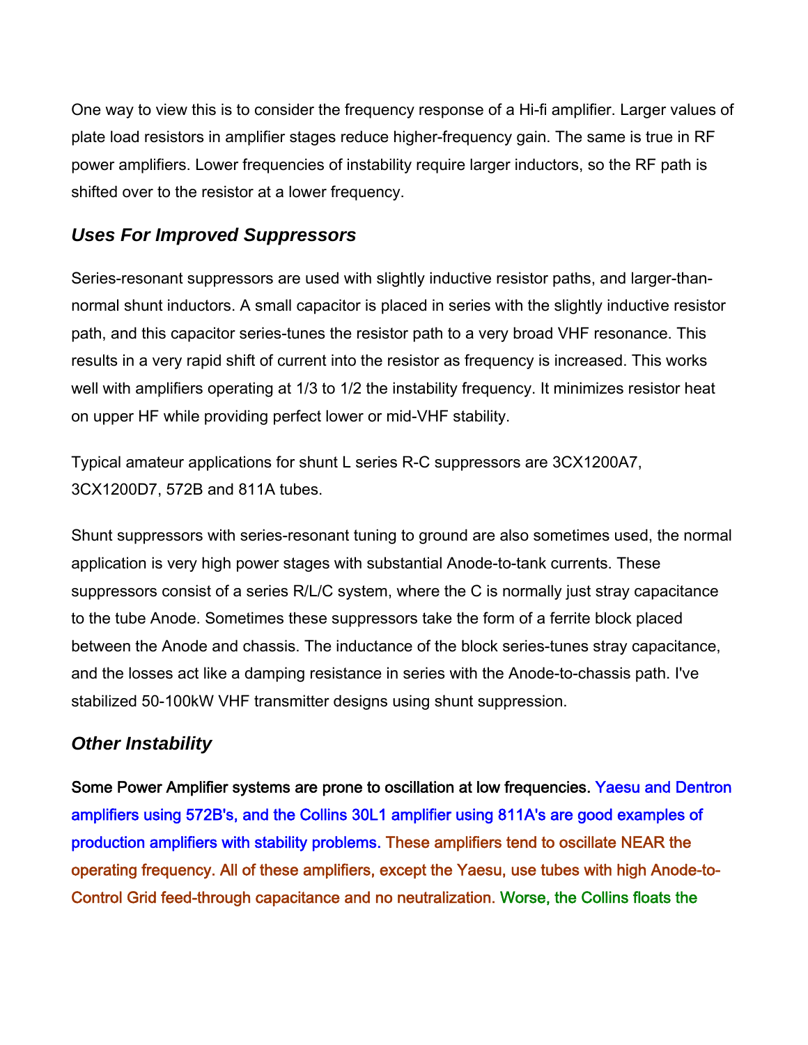One way to view this is to consider the frequency response of a Hi-fi amplifier. Larger values of plate load resistors in amplifier stages reduce higher-frequency gain. The same is true in RF power amplifiers. Lower frequencies of instability require larger inductors, so the RF path is shifted over to the resistor at a lower frequency.

### *Uses For Improved Suppressors*

Series-resonant suppressors are used with slightly inductive resistor paths, and larger-than-normal shunt inductors. A small capacitor is placed in series with the slightly inductive resistor path, and this capacitor series-tunes the resistor path to a very broad VHF resonance. This results in a very rapid shift of current into the resistor as frequency is increased. This works well with amplifiers operating at 1/3 to 1/2 the instability frequency. It minimizes resistor heat on upper HF while providing perfect lower or mid-VHF stability.

Typical amateur applications for shunt L series R-C suppressors are 3CX1200A7, 3CX1200D7, 572B and 811A tubes.

Shunt suppressors with series-resonant tuning to ground are also sometimes used, the normal application is very high power stages with substantial Anode-to-tank currents. These suppressors consist of a series R/L/C system, where the C is normally just stray capacitance to the tube Anode. Sometimes these suppressors take the form of a ferrite block placed between the Anode and chassis. The inductance of the block series-tunes stray capacitance, and the losses act like a damping resistance in series with the Anode-to-chassis path. I've stabilized 50-100kW VHF transmitter designs using shunt suppression.

### *Other Instability*

Some Power Amplifier systems are prone to oscillation at low frequencies. Yaesu and Dentron amplifiers using 572B's, and the Collins 30L1 amplifier using 811A's are good examples of production amplifiers with stability problems. These amplifiers tend to oscillate NEAR the operating frequency. All of these amplifiers, except the Yaesu, use tubes with high Anode-to-Control Grid feed-through capacitance and no neutralization. Worse, the Collins floats the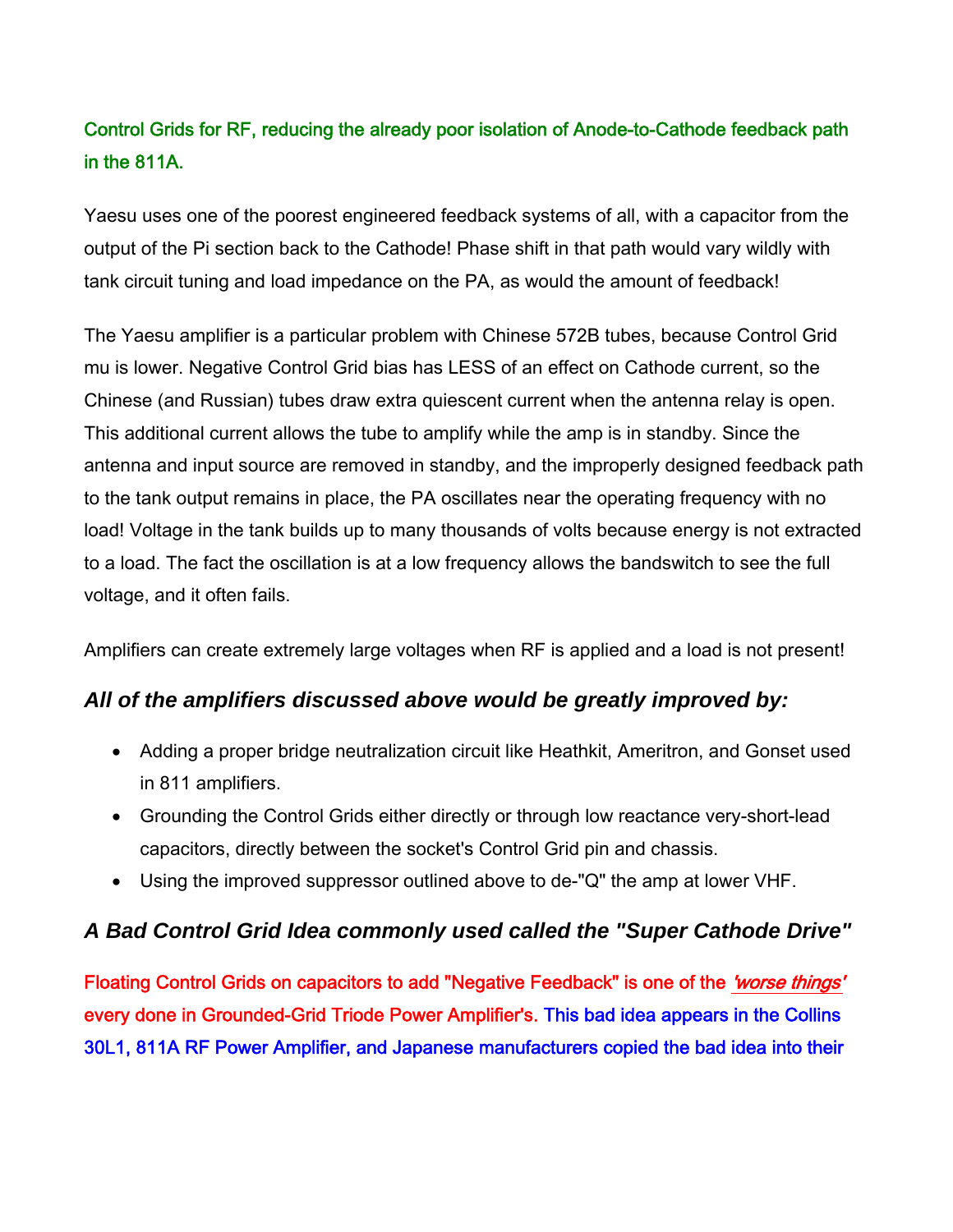Control Grids for RF, reducing the already poor isolation of Anode-to-Cathode feedback path in the 811A.

Yaesu uses one of the poorest engineered feedback systems of all, with a capacitor from the output of the Pi section back to the Cathode! Phase shift in that path would vary wildly with tank circuit tuning and load impedance on the PA, as would the amount of feedback!

The Yaesu amplifier is a particular problem with Chinese 572B tubes, because Control Grid mu is lower. Negative Control Grid bias has LESS of an effect on Cathode current, so the Chinese (and Russian) tubes draw extra quiescent current when the antenna relay is open. This additional current allows the tube to amplify while the amp is in standby. Since the antenna and input source are removed in standby, and the improperly designed feedback path to the tank output remains in place, the PA oscillates near the operating frequency with no load! Voltage in the tank builds up to many thousands of volts because energy is not extracted to a load. The fact the oscillation is at a low frequency allows the bandswitch to see the full voltage, and it often fails.

Amplifiers can create extremely large voltages when RF is applied and a load is not present!

### *All of the amplifiers discussed above would be greatly improved by:*

- Adding a proper bridge neutralization circuit like Heathkit, Ameritron, and Gonset used in 811 amplifiers.
- Grounding the Control Grids either directly or through low reactance very-short-lead capacitors, directly between the socket's Control Grid pin and chassis.
- Using the improved suppressor outlined above to de-"Q" the amp at lower VHF.

### *A Bad Control Grid Idea commonly used called the "Super Cathode Drive"*

Floating Control Grids on capacitors to add "Negative Feedback" is one of the *'worse things'* every done in Grounded-Grid Triode Power Amplifier's. This bad idea appears in the Collins 30L1, 811A RF Power Amplifier, and Japanese manufacturers copied the bad idea into their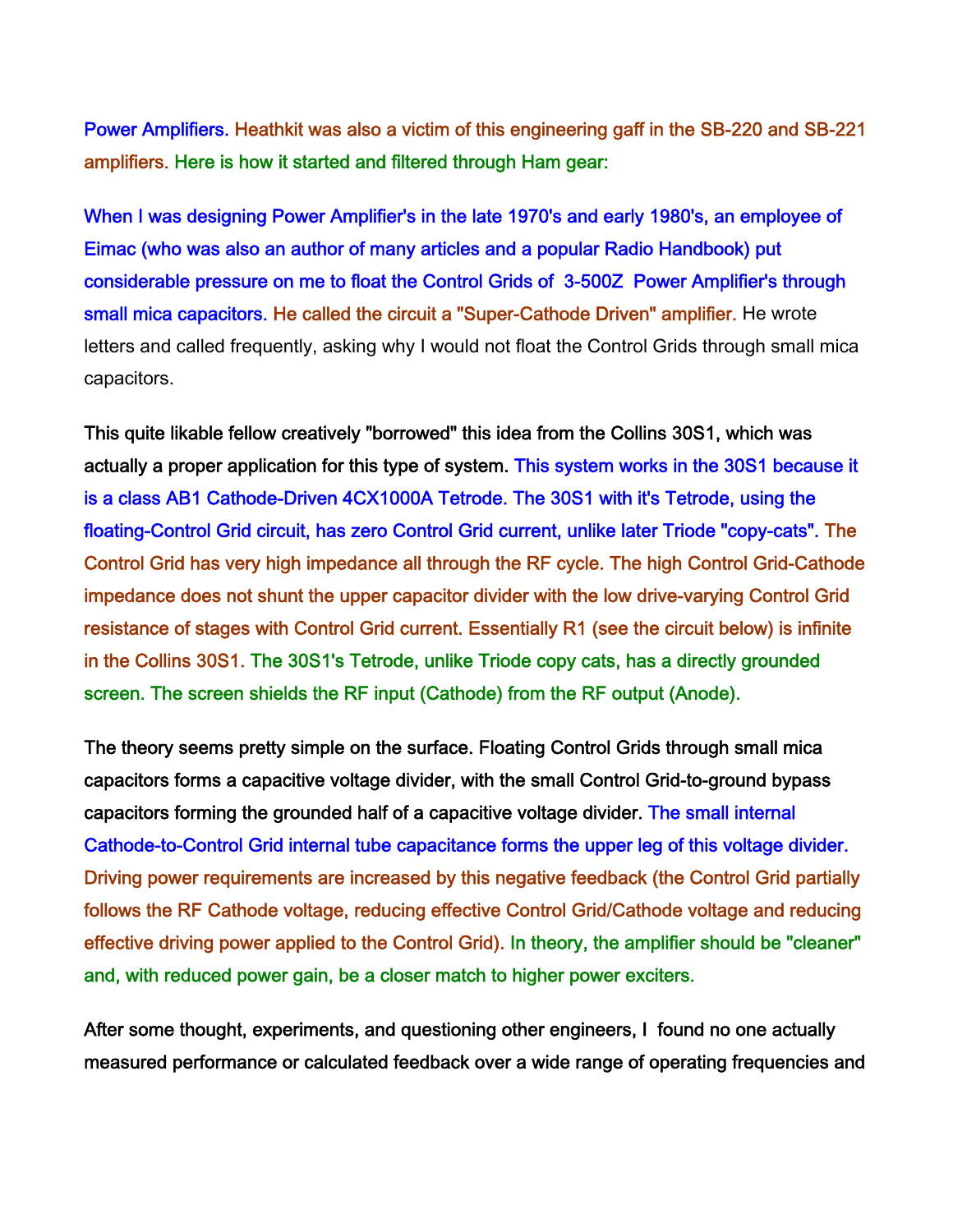Power Amplifiers. Heathkit was also a victim of this engineering gaff in the SB-220 and SB-221 amplifiers. Here is how it started and filtered through Ham gear:

When I was designing Power Amplifier's in the late 1970's and early 1980's, an employee of Eimac (who was also an author of many articles and a popular Radio Handbook) put considerable pressure on me to float the Control Grids of 3-500Z Power Amplifier's through small mica capacitors. He called the circuit a "Super-Cathode Driven" amplifier. He wrote letters and called frequently, asking why I would not float the Control Grids through small mica capacitors.

This quite likable fellow creatively "borrowed" this idea from the Collins 30S1, which was actually a proper application for this type of system. This system works in the 30S1 because it is a class AB1 Cathode-Driven 4CX1000A Tetrode. The 30S1 with it's Tetrode, using the floating-Control Grid circuit, has zero Control Grid current, unlike later Triode "copy-cats". The Control Grid has very high impedance all through the RF cycle. The high Control Grid-Cathode impedance does not shunt the upper capacitor divider with the low drive-varying Control Grid resistance of stages with Control Grid current. Essentially R1 (see the circuit below) is infinite in the Collins 30S1. The 30S1's Tetrode, unlike Triode copy cats, has a directly grounded screen. The screen shields the RF input (Cathode) from the RF output (Anode).

The theory seems pretty simple on the surface. Floating Control Grids through small mica capacitors forms a capacitive voltage divider, with the small Control Grid-to-ground bypass capacitors forming the grounded half of a capacitive voltage divider. The small internal Cathode-to-Control Grid internal tube capacitance forms the upper leg of this voltage divider. Driving power requirements are increased by this negative feedback (the Control Grid partially follows the RF Cathode voltage, reducing effective Control Grid/Cathode voltage and reducing effective driving power applied to the Control Grid). In theory, the amplifier should be "cleaner" and, with reduced power gain, be a closer match to higher power exciters.

After some thought, experiments, and questioning other engineers, I found no one actually measured performance or calculated feedback over a wide range of operating frequencies and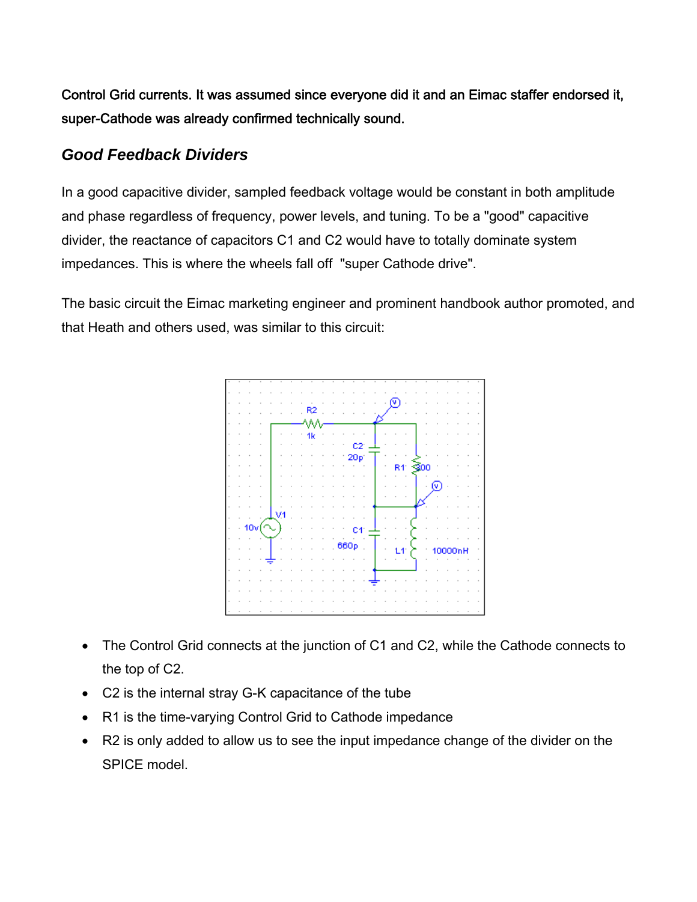Control Grid currents. It was assumed since everyone did it and an Eimac staffer endorsed it, super-Cathode was already confirmed technically sound.

## *Good Feedback Dividers*

In a good capacitive divider, sampled feedback voltage would be constant in both amplitude and phase regardless of frequency, power levels, and tuning. To be a "good" capacitive divider, the reactance of capacitors C1 and C2 would have to totally dominate system impedances. This is where the wheels fall off "super Cathode drive".

The basic circuit the Eimac marketing engineer and prominent handbook author promoted, and that Heath and others used, was similar to this circuit:

- The Control Grid connects at the junction of C1 and C2, while the Cathode connects to the top of C2.
- C2 is the internal stray G-K capacitance of the tube
- R1 is the time-varying Control Grid to Cathode impedance
- R2 is only added to allow us to see the input impedance change of the divider on the SPICE model.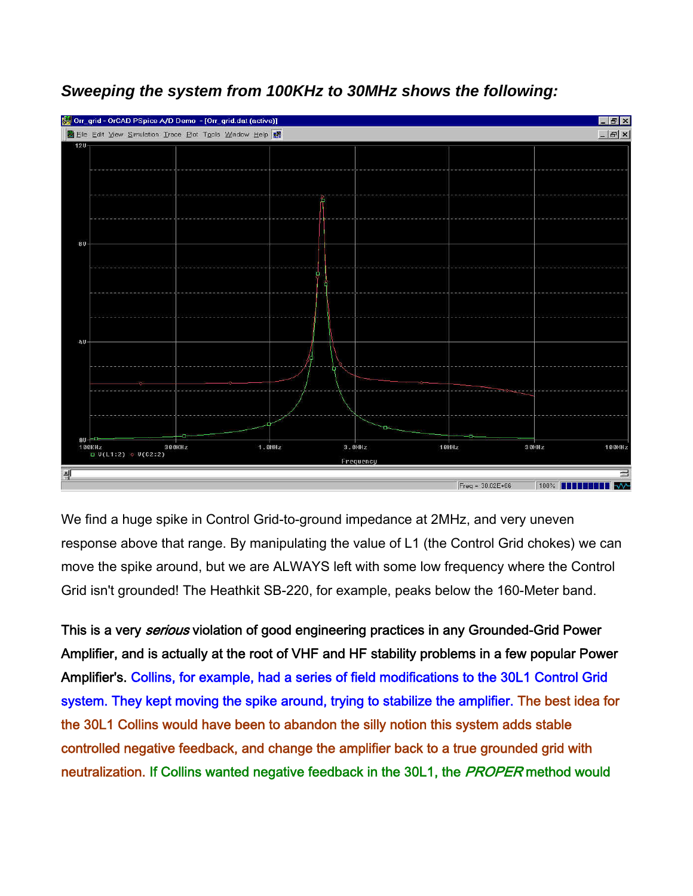***Sweeping the system from 100KHz to 30MHz shows the following:***

We find a huge spike in Control Grid-to-ground impedance at 2MHz, and very uneven response above that range. By manipulating the value of L1 (the Control Grid chokes) we can move the spike around, but we are ALWAYS left with some low frequency where the Control Grid isn't grounded! The Heathkit SB-220, for example, peaks below the 160-Meter band.

This is a very *serious* violation of good engineering practices in any Grounded-Grid Power Amplifier, and is actually at the root of VHF and HF stability problems in a few popular Power Amplifier's. Collins, for example, had a series of field modifications to the 30L1 Control Grid system. They kept moving the spike around, trying to stabilize the amplifier. The best idea for the 30L1 Collins would have been to abandon the silly notion this system adds stable controlled negative feedback, and change the amplifier back to a true grounded grid with neutralization. If Collins wanted negative feedback in the 30L1, the *PROPER* method would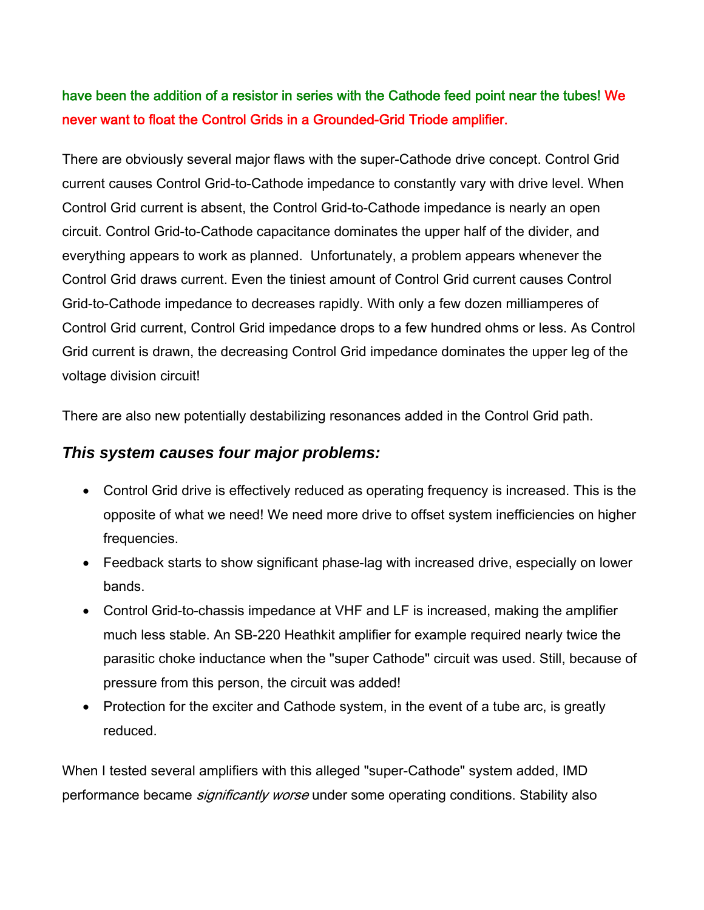have been the addition of a resistor in series with the Cathode feed point near the tubes! We never want to float the Control Grids in a Grounded-Grid Triode amplifier.

There are obviously several major flaws with the super-Cathode drive concept. Control Grid current causes Control Grid-to-Cathode impedance to constantly vary with drive level. When Control Grid current is absent, the Control Grid-to-Cathode impedance is nearly an open circuit. Control Grid-to-Cathode capacitance dominates the upper half of the divider, and everything appears to work as planned. Unfortunately, a problem appears whenever the Control Grid draws current. Even the tiniest amount of Control Grid current causes Control Grid-to-Cathode impedance to decreases rapidly. With only a few dozen milliamperes of Control Grid current, Control Grid impedance drops to a few hundred ohms or less. As Control Grid current is drawn, the decreasing Control Grid impedance dominates the upper leg of the voltage division circuit!

There are also new potentially destabilizing resonances added in the Control Grid path.

### *This system causes four major problems:*

- Control Grid drive is effectively reduced as operating frequency is increased. This is the opposite of what we need! We need more drive to offset system inefficiencies on higher frequencies.
- Feedback starts to show significant phase-lag with increased drive, especially on lower bands.
- Control Grid-to-chassis impedance at VHF and LF is increased, making the amplifier much less stable. An SB-220 Heathkit amplifier for example required nearly twice the parasitic choke inductance when the "super Cathode" circuit was used. Still, because of pressure from this person, the circuit was added!
- Protection for the exciter and Cathode system, in the event of a tube arc, is greatly reduced.

When I tested several amplifiers with this alleged "super-Cathode" system added, IMD performance became *significantly worse* under some operating conditions. Stability also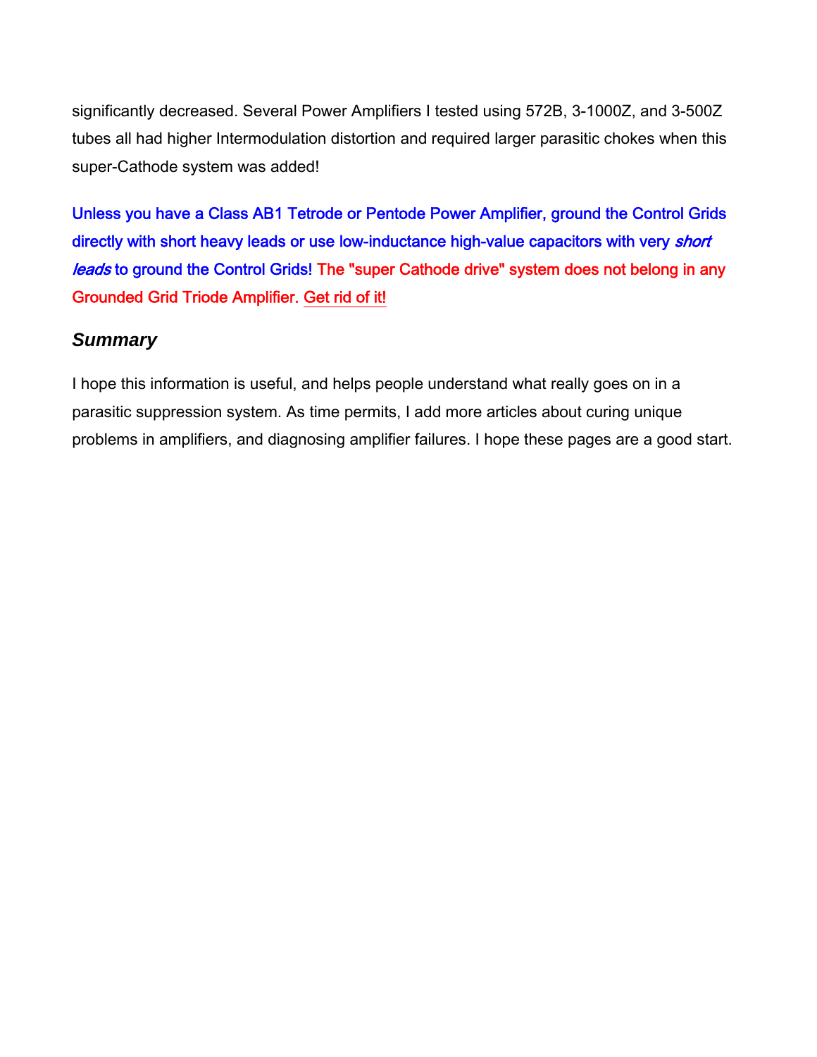significantly decreased. Several Power Amplifiers I tested using 572B, 3-1000Z, and 3-500Z tubes all had higher Intermodulation distortion and required larger parasitic chokes when this super-Cathode system was added!

**Unless you have a Class AB1 Tetrode or Pentode Power Amplifier, ground the Control Grids directly with short heavy leads or use low-inductance high-value capacitors with very *short leads* to ground the Control Grids! The "super Cathode drive" system does not belong in any Grounded Grid Triode Amplifier. Get rid of it!**

### *Summary*

I hope this information is useful, and helps people understand what really goes on in a parasitic suppression system. As time permits, I add more articles about curing unique problems in amplifiers, and diagnosing amplifier failures. I hope these pages are a good start.